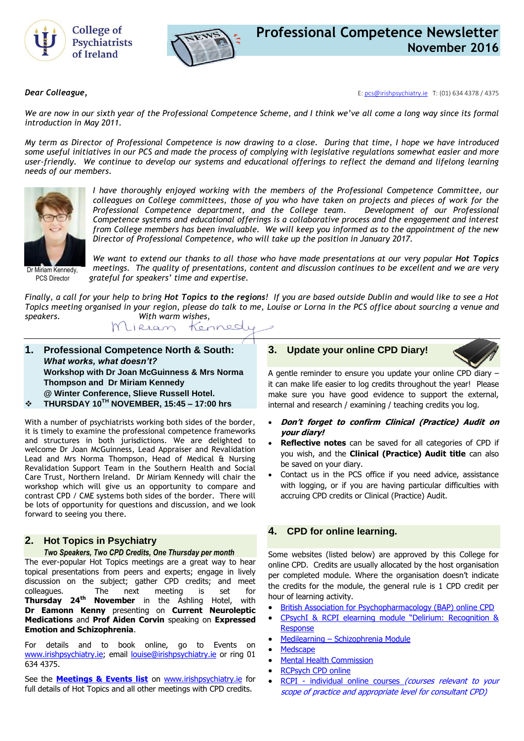College of Psychiatrists of Ireland

# Professional Competence Newsletter
## November 2016

***Dear Colleague,***

E: pcs@irishpsychiatry.ie T: (01) 634 4378 / 4375

*We are now in our sixth year of the Professional Competence Scheme, and I think we've all come a long way since its formal introduction in May 2011.*

*My term as Director of Professional Competence is now drawing to a close. During that time, I hope we have introduced some useful initiatives in our PCS and made the process of complying with legislative regulations somewhat easier and more user-friendly. We continue to develop our systems and educational offerings to reflect the demand and lifelong learning needs of our members.*

*I have thoroughly enjoyed working with the members of the Professional Competence Committee, our colleagues on College committees, those of you who have taken on projects and pieces of work for the Professional Competence department, and the College team. Development of our Professional Competence systems and educational offerings is a collaborative process and the engagement and interest from College members has been invaluable. We will keep you informed as to the appointment of the new Director of Professional Competence, who will take up the position in January 2017.*

Dr Miriam Kennedy, PCS Director

*We want to extend our thanks to all those who have made presentations at our very popular **Hot Topics** meetings. The quality of presentations, content and discussion continues to be excellent and we are very grateful for speakers' time and expertise.*

*Finally, a call for your help to bring **Hot Topics to the regions**! If you are based outside Dublin and would like to see a Hot Topics meeting organised in your region, please do talk to me, Louise or Lorna in the PCS office about sourcing a venue and speakers.*

*With warm wishes,*

Miriam Kennedy

## 1. Professional Competence North & South:
***What works, what doesn't?***
**Workshop with Dr Joan McGuinness & Mrs Norma Thompson and Dr Miriam Kennedy**
**@ Winter Conference, Slieve Russell Hotel.**
❖ **THURSDAY 10TH NOVEMBER, 15:45 – 17:00 hrs**

With a number of psychiatrists working both sides of the border, it is timely to examine the professional competence frameworks and structures in both jurisdictions. We are delighted to welcome Dr Joan McGuinness, Lead Appraiser and Revalidation Lead and Mrs Norma Thompson, Head of Medical & Nursing Revalidation Support Team in the Southern Health and Social Care Trust, Northern Ireland. Dr Miriam Kennedy will chair the workshop which will give us an opportunity to compare and contrast CPD / CME systems both sides of the border. There will be lots of opportunity for questions and discussion, and we look forward to seeing you there.

## 2. Hot Topics in Psychiatry
***Two Speakers, Two CPD Credits, One Thursday per month***

The ever-popular Hot Topics meetings are a great way to hear topical presentations from peers and experts; engage in lively discussion on the subject; gather CPD credits; and meet colleagues. The next meeting is set for **Thursday 24th November** in the Ashling Hotel, with **Dr Eamonn Kenny** presenting on **Current Neuroleptic Medications** and **Prof Aiden Corvin** speaking on **Expressed Emotion and Schizophrenia**.

For details and to book online, go to Events on www.irishpsychiatry.ie; email louise@irishpsychiatry.ie or ring 01 634 4375.

See the **Meetings & Events list** on www.irishpsychiatry.ie for full details of Hot Topics and all other meetings with CPD credits.

## 3. Update your online CPD Diary!

A gentle reminder to ensure you update your online CPD diary – it can make life easier to log credits throughout the year! Please make sure you have good evidence to support the external, internal and research / examining / teaching credits you log.

- ***Don't forget to confirm Clinical (Practice) Audit on your diary!***
- **Reflective notes** can be saved for all categories of CPD if you wish, and the **Clinical (Practice) Audit title** can also be saved on your diary.
- Contact us in the PCS office if you need advice, assistance with logging, or if you are having particular difficulties with accruing CPD credits or Clinical (Practice) Audit.

## 4. CPD for online learning.

Some websites (listed below) are approved by this College for online CPD. Credits are usually allocated by the host organisation per completed module. Where the organisation doesn't indicate the credits for the module, the general rule is 1 CPD credit per hour of learning activity.

- British Association for Psychopharmacology (BAP) online CPD
- CPsychI & RCPI elearning module "Delirium: Recognition & Response
- Medilearning – Schizophrenia Module
- Medscape
- Mental Health Commission
- RCPsych CPD online
- RCPI - individual online courses *(courses relevant to your scope of practice and appropriate level for consultant CPD)*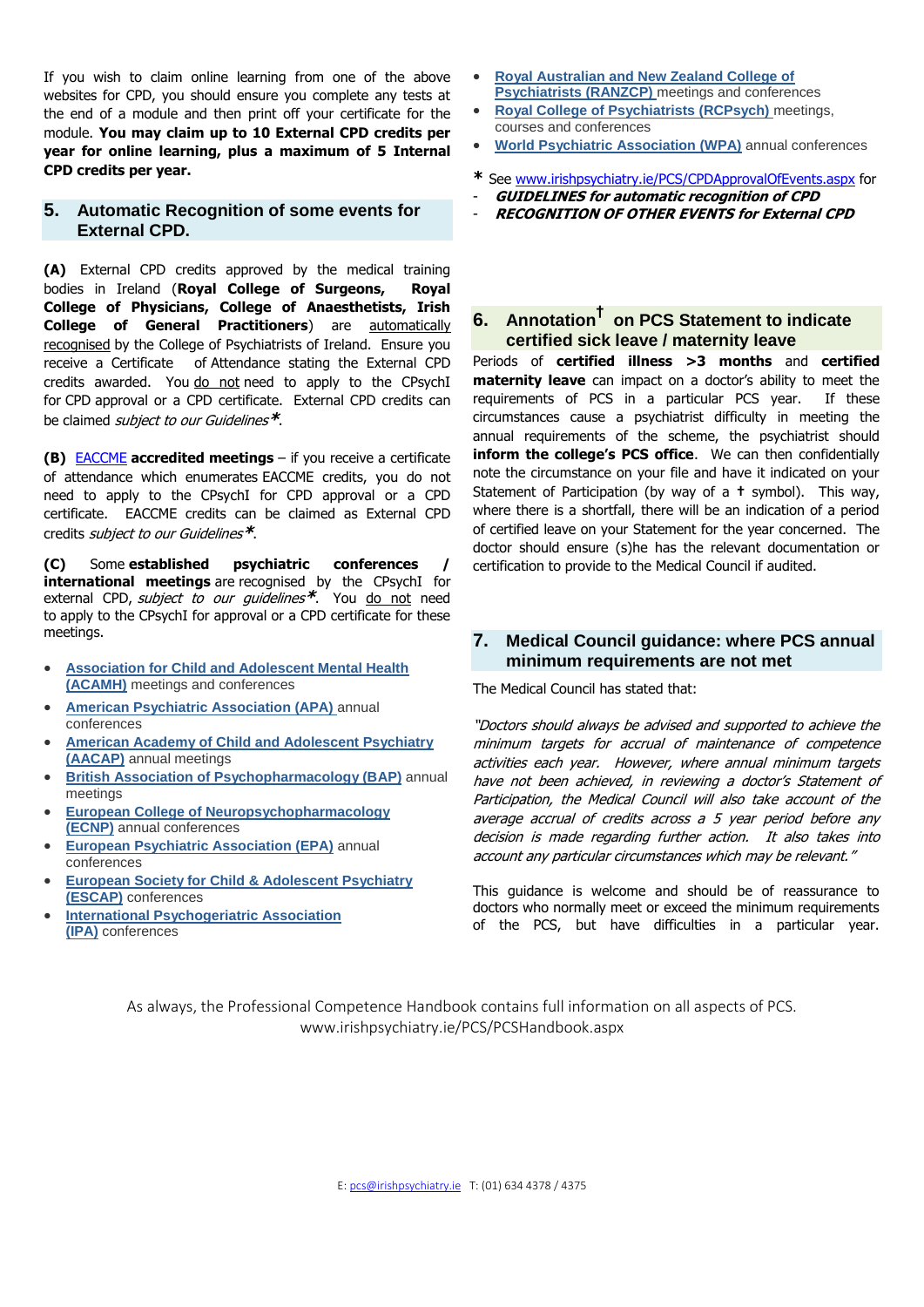If you wish to claim online learning from one of the above websites for CPD, you should ensure you complete any tests at the end of a module and then print off your certificate for the module. **You may claim up to 10 External CPD credits per year for online learning, plus a maximum of 5 Internal CPD credits per year.**

## 5. Automatic Recognition of some events for External CPD.

**(A)** External CPD credits approved by the medical training bodies in Ireland (**Royal College of Surgeons, Royal College of Physicians, College of Anaesthetists, Irish College of General Practitioners**) are automatically recognised by the College of Psychiatrists of Ireland. Ensure you receive a Certificate of Attendance stating the External CPD credits awarded. You do not need to apply to the CPsychI for CPD approval or a CPD certificate. External CPD credits can be claimed *subject to our Guidelines*\*.

**(B)** EACCME **accredited meetings** – if you receive a certificate of attendance which enumerates EACCME credits, you do not need to apply to the CPsychI for CPD approval or a CPD certificate. EACCME credits can be claimed as External CPD credits *subject to our Guidelines*\*.

**(C)** Some **established psychiatric conferences / international meetings** are recognised by the CPsychI for external CPD, *subject to our guidelines*\*. You do not need to apply to the CPsychI for approval or a CPD certificate for these meetings.

- **Association for Child and Adolescent Mental Health (ACAMH)** meetings and conferences
- **American Psychiatric Association (APA)** annual conferences
- **American Academy of Child and Adolescent Psychiatry (AACAP)** annual meetings
- **British Association of Psychopharmacology (BAP)** annual meetings
- **European College of Neuropsychopharmacology (ECNP)** annual conferences
- **European Psychiatric Association (EPA)** annual conferences
- **European Society for Child & Adolescent Psychiatry (ESCAP)** conferences
- **International Psychogeriatric Association (IPA)** conferences
- **Royal Australian and New Zealand College of Psychiatrists (RANZCP)** meetings and conferences
- **Royal College of Psychiatrists (RCPsych)** meetings, courses and conferences
- **World Psychiatric Association (WPA)** annual conferences

\* See www.irishpsychiatry.ie/PCS/CPDApprovalOfEvents.aspx for
- ***GUIDELINES for automatic recognition of CPD***
- ***RECOGNITION OF OTHER EVENTS for External CPD***

## 6. Annotation† on PCS Statement to indicate certified sick leave / maternity leave

Periods of **certified illness >3 months** and **certified maternity leave** can impact on a doctor's ability to meet the requirements of PCS in a particular PCS year. If these circumstances cause a psychiatrist difficulty in meeting the annual requirements of the scheme, the psychiatrist should **inform the college's PCS office**. We can then confidentially note the circumstance on your file and have it indicated on your Statement of Participation (by way of a † symbol). This way, where there is a shortfall, there will be an indication of a period of certified leave on your Statement for the year concerned. The doctor should ensure (s)he has the relevant documentation or certification to provide to the Medical Council if audited.

## 7. Medical Council guidance: where PCS annual minimum requirements are not met

The Medical Council has stated that:

*"Doctors should always be advised and supported to achieve the minimum targets for accrual of maintenance of competence activities each year. However, where annual minimum targets have not been achieved, in reviewing a doctor's Statement of Participation, the Medical Council will also take account of the average accrual of credits across a 5 year period before any decision is made regarding further action. It also takes into account any particular circumstances which may be relevant."*

This guidance is welcome and should be of reassurance to doctors who normally meet or exceed the minimum requirements of the PCS, but have difficulties in a particular year.

As always, the Professional Competence Handbook contains full information on all aspects of PCS.
www.irishpsychiatry.ie/PCS/PCSHandbook.aspx

E: pcs@irishpsychiatry.ie T: (01) 634 4378 / 4375